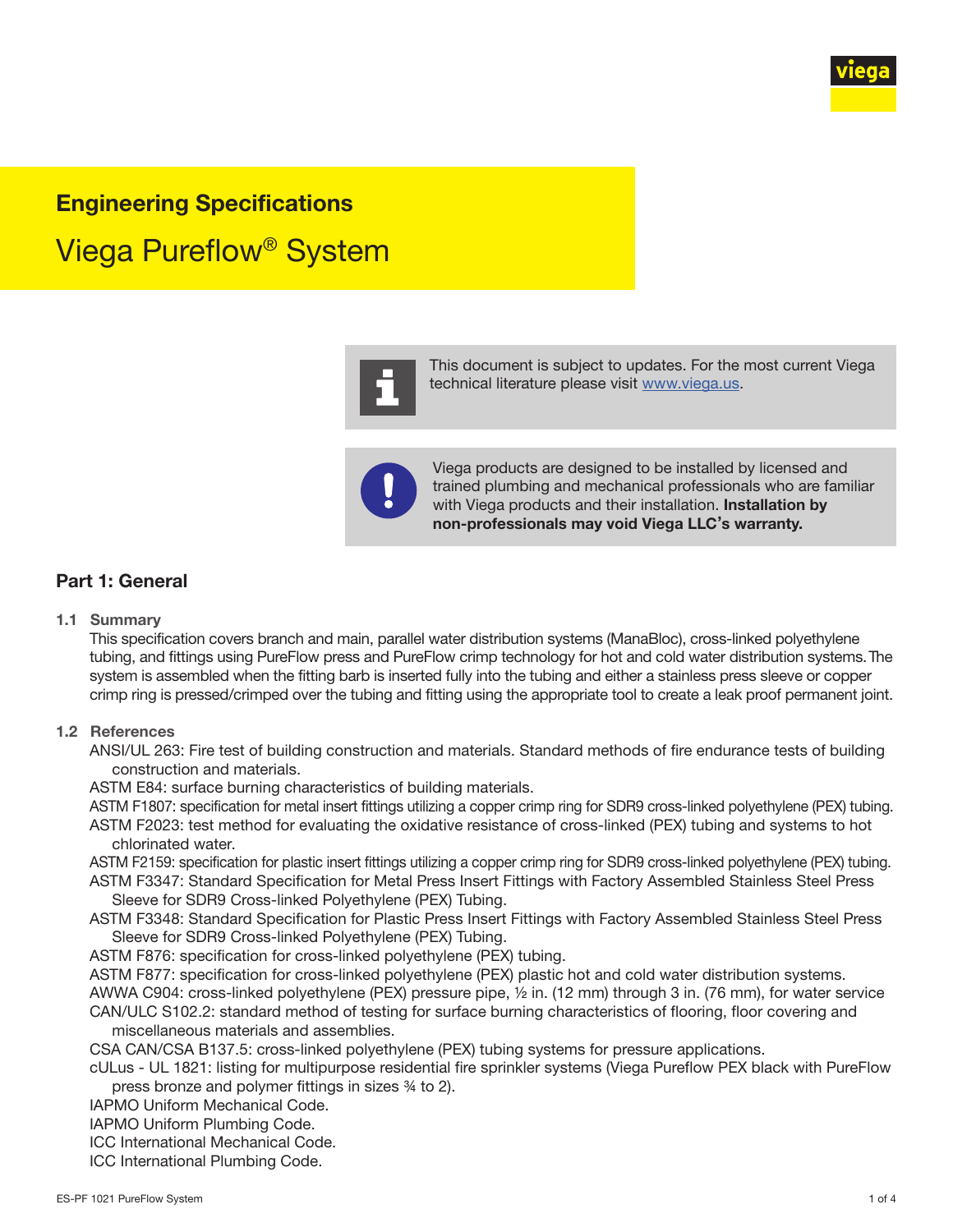## Engineering Specifications

# Viega Pureflow® System

This document is subject to updates. For the most current Viega technical literature please visit www.viega.us.

Viega products are designed to be installed by licensed and trained plumbing and mechanical professionals who are familiar with Viega products and their installation. **Installation by non-professionals may void Viega LLC's warranty.**

## Part 1: General

### 1.1 Summary

This specification covers branch and main, parallel water distribution systems (ManaBloc), cross-linked polyethylene tubing, and fittings using PureFlow press and PureFlow crimp technology for hot and cold water distribution systems. The system is assembled when the fitting barb is inserted fully into the tubing and either a stainless press sleeve or copper crimp ring is pressed/crimped over the tubing and fitting using the appropriate tool to create a leak proof permanent joint.

### 1.2 References

- ANSI/UL 263: Fire test of building construction and materials. Standard methods of fire endurance tests of building construction and materials.
- ASTM E84: surface burning characteristics of building materials.
- ASTM F1807: specification for metal insert fittings utilizing a copper crimp ring for SDR9 cross-linked polyethylene (PEX) tubing.
- ASTM F2023: test method for evaluating the oxidative resistance of cross-linked (PEX) tubing and systems to hot chlorinated water.
- ASTM F2159: specification for plastic insert fittings utilizing a copper crimp ring for SDR9 cross-linked polyethylene (PEX) tubing.
- ASTM F3347: Standard Specification for Metal Press Insert Fittings with Factory Assembled Stainless Steel Press Sleeve for SDR9 Cross-linked Polyethylene (PEX) Tubing.
- ASTM F3348: Standard Specification for Plastic Press Insert Fittings with Factory Assembled Stainless Steel Press Sleeve for SDR9 Cross-linked Polyethylene (PEX) Tubing.
- ASTM F876: specification for cross-linked polyethylene (PEX) tubing.
- ASTM F877: specification for cross-linked polyethylene (PEX) plastic hot and cold water distribution systems.
- AWWA C904: cross-linked polyethylene (PEX) pressure pipe, ½ in. (12 mm) through 3 in. (76 mm), for water service
- CAN/ULC S102.2: standard method of testing for surface burning characteristics of flooring, floor covering and miscellaneous materials and assemblies.
- CSA CAN/CSA B137.5: cross-linked polyethylene (PEX) tubing systems for pressure applications.
- cULus - UL 1821: listing for multipurpose residential fire sprinkler systems (Viega Pureflow PEX black with PureFlow press bronze and polymer fittings in sizes ¾ to 2).
- IAPMO Uniform Mechanical Code.
- IAPMO Uniform Plumbing Code.
- ICC International Mechanical Code.
- ICC International Plumbing Code.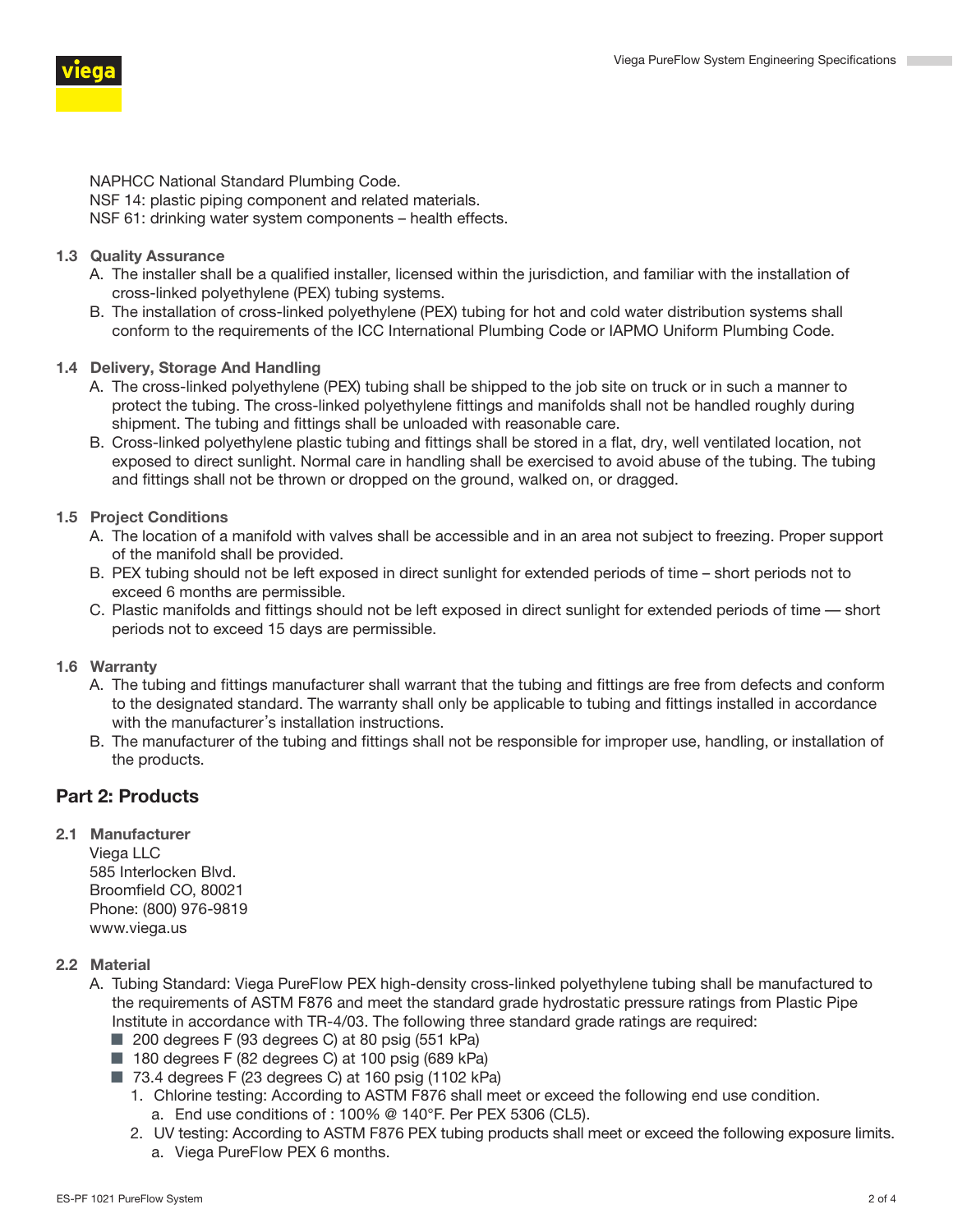NAPHCC National Standard Plumbing Code.
NSF 14: plastic piping component and related materials.
NSF 61: drinking water system components – health effects.

### 1.3 Quality Assurance

A. The installer shall be a qualified installer, licensed within the jurisdiction, and familiar with the installation of cross-linked polyethylene (PEX) tubing systems.

B. The installation of cross-linked polyethylene (PEX) tubing for hot and cold water distribution systems shall conform to the requirements of the ICC International Plumbing Code or IAPMO Uniform Plumbing Code.

### 1.4 Delivery, Storage And Handling

A. The cross-linked polyethylene (PEX) tubing shall be shipped to the job site on truck or in such a manner to protect the tubing. The cross-linked polyethylene fittings and manifolds shall not be handled roughly during shipment. The tubing and fittings shall be unloaded with reasonable care.

B. Cross-linked polyethylene plastic tubing and fittings shall be stored in a flat, dry, well ventilated location, not exposed to direct sunlight. Normal care in handling shall be exercised to avoid abuse of the tubing. The tubing and fittings shall not be thrown or dropped on the ground, walked on, or dragged.

### 1.5 Project Conditions

A. The location of a manifold with valves shall be accessible and in an area not subject to freezing. Proper support of the manifold shall be provided.

B. PEX tubing should not be left exposed in direct sunlight for extended periods of time – short periods not to exceed 6 months are permissible.

C. Plastic manifolds and fittings should not be left exposed in direct sunlight for extended periods of time — short periods not to exceed 15 days are permissible.

### 1.6 Warranty

A. The tubing and fittings manufacturer shall warrant that the tubing and fittings are free from defects and conform to the designated standard. The warranty shall only be applicable to tubing and fittings installed in accordance with the manufacturer's installation instructions.

B. The manufacturer of the tubing and fittings shall not be responsible for improper use, handling, or installation of the products.

## Part 2: Products

### 2.1 Manufacturer

Viega LLC
585 Interlocken Blvd.
Broomfield CO, 80021
Phone: (800) 976-9819
www.viega.us

### 2.2 Material

A. Tubing Standard: Viega PureFlow PEX high-density cross-linked polyethylene tubing shall be manufactured to the requirements of ASTM F876 and meet the standard grade hydrostatic pressure ratings from Plastic Pipe Institute in accordance with TR-4/03. The following three standard grade ratings are required:

- 200 degrees F (93 degrees C) at 80 psig (551 kPa)
- 180 degrees F (82 degrees C) at 100 psig (689 kPa)
- 73.4 degrees F (23 degrees C) at 160 psig (1102 kPa)

1. Chlorine testing: According to ASTM F876 shall meet or exceed the following end use condition.
   a. End use conditions of : 100% @ 140°F. Per PEX 5306 (CL5).
2. UV testing: According to ASTM F876 PEX tubing products shall meet or exceed the following exposure limits.
   a. Viega PureFlow PEX 6 months.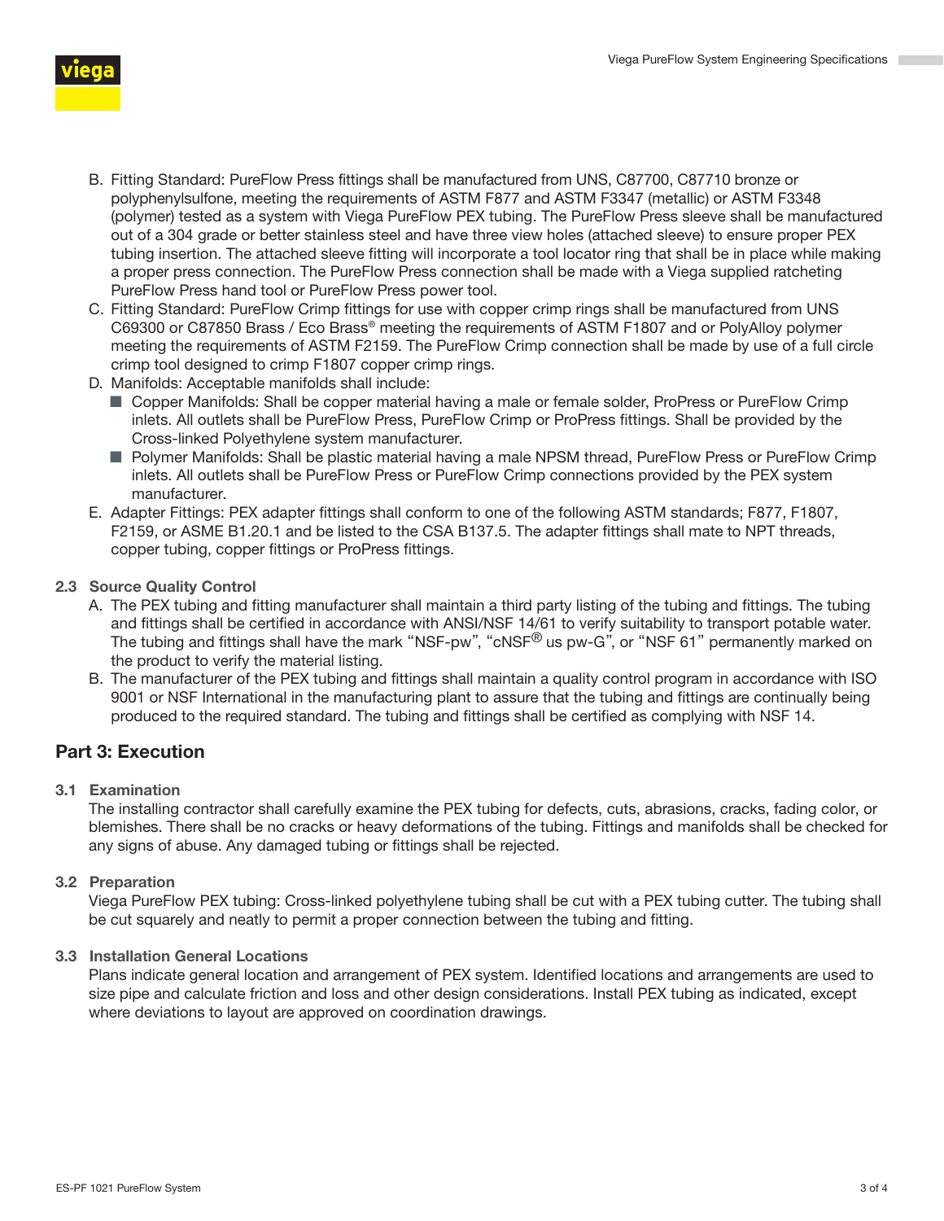B. Fitting Standard: PureFlow Press fittings shall be manufactured from UNS, C87700, C87710 bronze or polyphenylsulfone, meeting the requirements of ASTM F877 and ASTM F3347 (metallic) or ASTM F3348 (polymer) tested as a system with Viega PureFlow PEX tubing. The PureFlow Press sleeve shall be manufactured out of a 304 grade or better stainless steel and have three view holes (attached sleeve) to ensure proper PEX tubing insertion. The attached sleeve fitting will incorporate a tool locator ring that shall be in place while making a proper press connection. The PureFlow Press connection shall be made with a Viega supplied ratcheting PureFlow Press hand tool or PureFlow Press power tool.

C. Fitting Standard: PureFlow Crimp fittings for use with copper crimp rings shall be manufactured from UNS C69300 or C87850 Brass / Eco Brass® meeting the requirements of ASTM F1807 and or PolyAlloy polymer meeting the requirements of ASTM F2159. The PureFlow Crimp connection shall be made by use of a full circle crimp tool designed to crimp F1807 copper crimp rings.

D. Manifolds: Acceptable manifolds shall include:
- Copper Manifolds: Shall be copper material having a male or female solder, ProPress or PureFlow Crimp inlets. All outlets shall be PureFlow Press, PureFlow Crimp or ProPress fittings. Shall be provided by the Cross-linked Polyethylene system manufacturer.
- Polymer Manifolds: Shall be plastic material having a male NPSM thread, PureFlow Press or PureFlow Crimp inlets. All outlets shall be PureFlow Press or PureFlow Crimp connections provided by the PEX system manufacturer.

E. Adapter Fittings: PEX adapter fittings shall conform to one of the following ASTM standards; F877, F1807, F2159, or ASME B1.20.1 and be listed to the CSA B137.5. The adapter fittings shall mate to NPT threads, copper tubing, copper fittings or ProPress fittings.

### 2.3 Source Quality Control

A. The PEX tubing and fitting manufacturer shall maintain a third party listing of the tubing and fittings. The tubing and fittings shall be certified in accordance with ANSI/NSF 14/61 to verify suitability to transport potable water. The tubing and fittings shall have the mark "NSF-pw", "cNSF® us pw-G", or "NSF 61" permanently marked on the product to verify the material listing.

B. The manufacturer of the PEX tubing and fittings shall maintain a quality control program in accordance with ISO 9001 or NSF International in the manufacturing plant to assure that the tubing and fittings are continually being produced to the required standard. The tubing and fittings shall be certified as complying with NSF 14.

## Part 3: Execution

### 3.1 Examination

The installing contractor shall carefully examine the PEX tubing for defects, cuts, abrasions, cracks, fading color, or blemishes. There shall be no cracks or heavy deformations of the tubing. Fittings and manifolds shall be checked for any signs of abuse. Any damaged tubing or fittings shall be rejected.

### 3.2 Preparation

Viega PureFlow PEX tubing: Cross-linked polyethylene tubing shall be cut with a PEX tubing cutter. The tubing shall be cut squarely and neatly to permit a proper connection between the tubing and fitting.

### 3.3 Installation General Locations

Plans indicate general location and arrangement of PEX system. Identified locations and arrangements are used to size pipe and calculate friction and loss and other design considerations. Install PEX tubing as indicated, except where deviations to layout are approved on coordination drawings.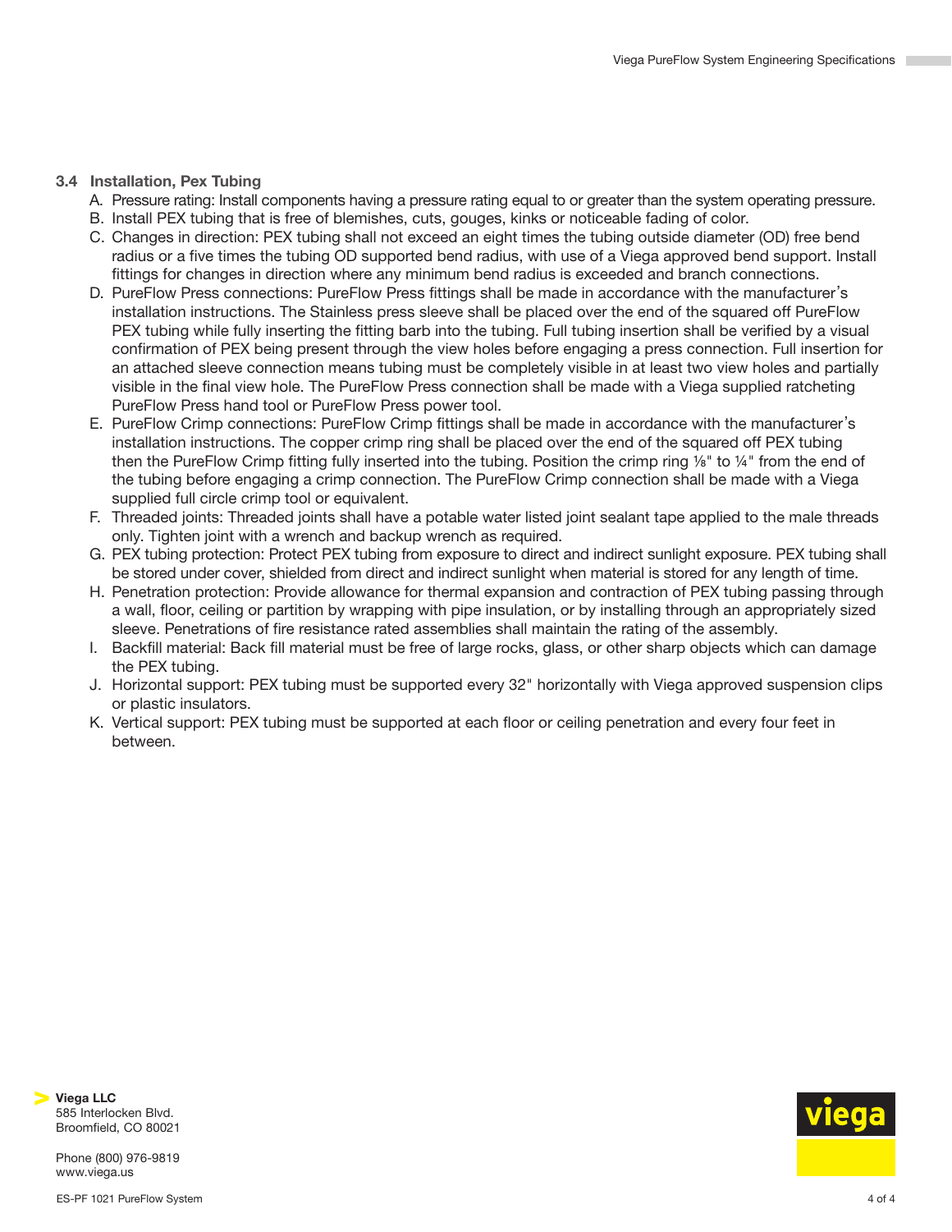### 3.4 Installation, Pex Tubing

A. Pressure rating: Install components having a pressure rating equal to or greater than the system operating pressure.

B. Install PEX tubing that is free of blemishes, cuts, gouges, kinks or noticeable fading of color.

C. Changes in direction: PEX tubing shall not exceed an eight times the tubing outside diameter (OD) free bend radius or a five times the tubing OD supported bend radius, with use of a Viega approved bend support. Install fittings for changes in direction where any minimum bend radius is exceeded and branch connections.

D. PureFlow Press connections: PureFlow Press fittings shall be made in accordance with the manufacturer's installation instructions. The Stainless press sleeve shall be placed over the end of the squared off PureFlow PEX tubing while fully inserting the fitting barb into the tubing. Full tubing insertion shall be verified by a visual confirmation of PEX being present through the view holes before engaging a press connection. Full insertion for an attached sleeve connection means tubing must be completely visible in at least two view holes and partially visible in the final view hole. The PureFlow Press connection shall be made with a Viega supplied ratcheting PureFlow Press hand tool or PureFlow Press power tool.

E. PureFlow Crimp connections: PureFlow Crimp fittings shall be made in accordance with the manufacturer's installation instructions. The copper crimp ring shall be placed over the end of the squared off PEX tubing then the PureFlow Crimp fitting fully inserted into the tubing. Position the crimp ring ⅛" to ¼" from the end of the tubing before engaging a crimp connection. The PureFlow Crimp connection shall be made with a Viega supplied full circle crimp tool or equivalent.

F. Threaded joints: Threaded joints shall have a potable water listed joint sealant tape applied to the male threads only. Tighten joint with a wrench and backup wrench as required.

G. PEX tubing protection: Protect PEX tubing from exposure to direct and indirect sunlight exposure. PEX tubing shall be stored under cover, shielded from direct and indirect sunlight when material is stored for any length of time.

H. Penetration protection: Provide allowance for thermal expansion and contraction of PEX tubing passing through a wall, floor, ceiling or partition by wrapping with pipe insulation, or by installing through an appropriately sized sleeve. Penetrations of fire resistance rated assemblies shall maintain the rating of the assembly.

I. Backfill material: Back fill material must be free of large rocks, glass, or other sharp objects which can damage the PEX tubing.

J. Horizontal support: PEX tubing must be supported every 32" horizontally with Viega approved suspension clips or plastic insulators.

K. Vertical support: PEX tubing must be supported at each floor or ceiling penetration and every four feet in between.

**Viega LLC**
585 Interlocken Blvd.
Broomfield, CO 80021

Phone (800) 976-9819
www.viega.us

ES-PF 1021 PureFlow System